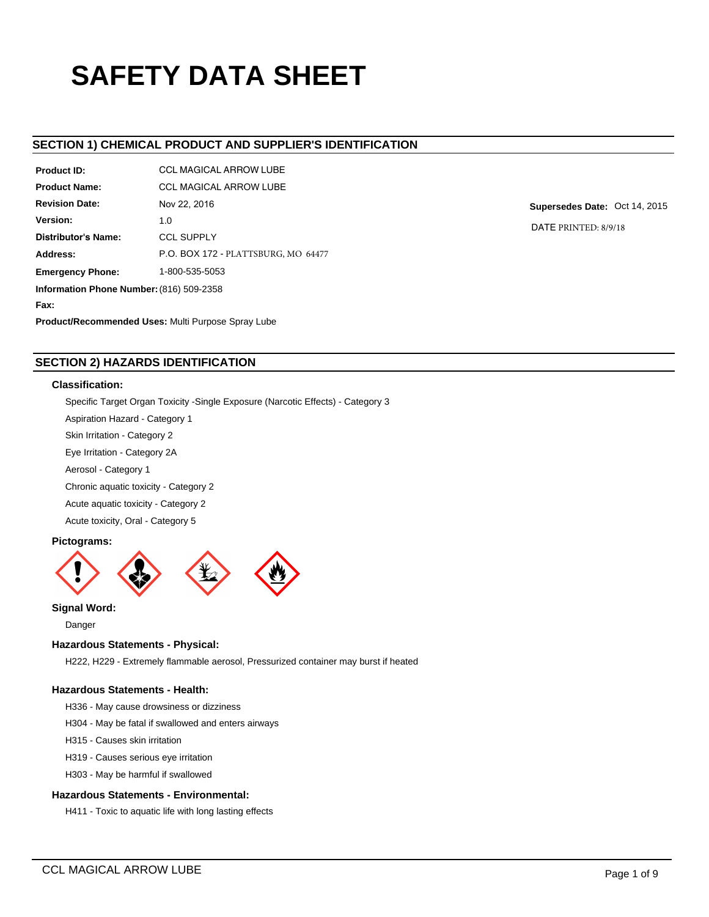# SAFETY DATA SHEET

## SECTION 1) CHEMICAL PRODUCT AND SUPPLIER'S IDENTIFICATION

**Product ID:** CCL MAGICAL ARROW LUBE

**Product Name:** CCL MAGICAL ARROW LUBE

**Revision Date:** Nov 22, 2016

**Supersedes Date:** Oct 14, 2015

DATE PRINTED: 8/9/18

**Version:** 1.0

**Distributor's Name:** CCL SUPPLY

**Address:** P.O. BOX 172 - PLATTSBURG, MO 64477

**Emergency Phone:** 1-800-535-5053

**Information Phone Number:** (816) 509-2358

**Fax:**

**Product/Recommended Uses:** Multi Purpose Spray Lube

## SECTION 2) HAZARDS IDENTIFICATION

### Classification:

Specific Target Organ Toxicity -Single Exposure (Narcotic Effects) - Category 3

Aspiration Hazard - Category 1

Skin Irritation - Category 2

Eye Irritation - Category 2A

Aerosol - Category 1

Chronic aquatic toxicity - Category 2

Acute aquatic toxicity - Category 2

Acute toxicity, Oral - Category 5

### Pictograms:

### Signal Word:

Danger

### Hazardous Statements - Physical:

H222, H229 - Extremely flammable aerosol, Pressurized container may burst if heated

### Hazardous Statements - Health:

H336 - May cause drowsiness or dizziness

H304 - May be fatal if swallowed and enters airways

H315 - Causes skin irritation

H319 - Causes serious eye irritation

H303 - May be harmful if swallowed

### Hazardous Statements - Environmental:

H411 - Toxic to aquatic life with long lasting effects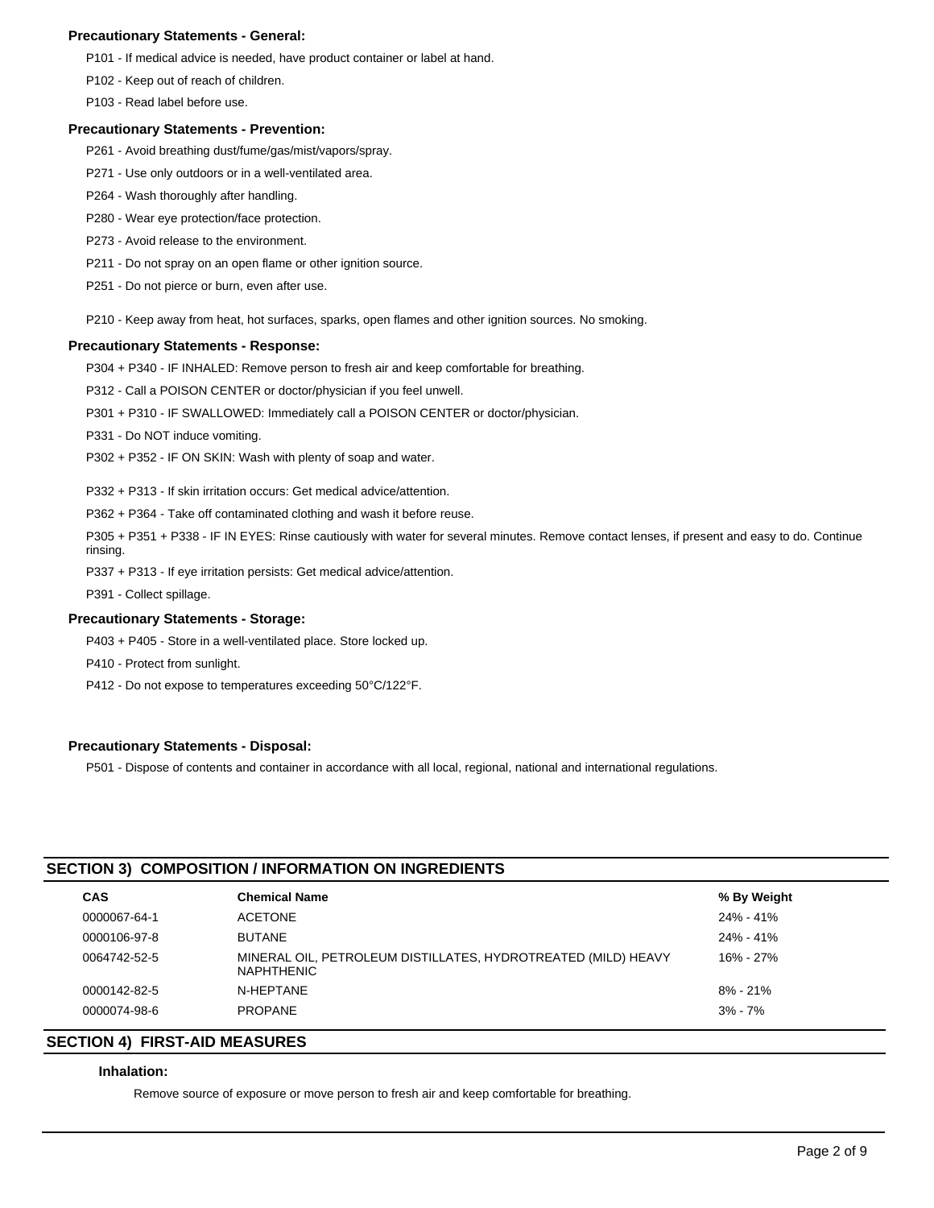**Precautionary Statements - General:**

P101 - If medical advice is needed, have product container or label at hand.

P102 - Keep out of reach of children.

P103 - Read label before use.

**Precautionary Statements - Prevention:**

P261 - Avoid breathing dust/fume/gas/mist/vapors/spray.

P271 - Use only outdoors or in a well-ventilated area.

P264 - Wash thoroughly after handling.

P280 - Wear eye protection/face protection.

P273 - Avoid release to the environment.

P211 - Do not spray on an open flame or other ignition source.

P251 - Do not pierce or burn, even after use.

P210 - Keep away from heat, hot surfaces, sparks, open flames and other ignition sources. No smoking.

**Precautionary Statements - Response:**

P304 + P340 - IF INHALED: Remove person to fresh air and keep comfortable for breathing.

P312 - Call a POISON CENTER or doctor/physician if you feel unwell.

P301 + P310 - IF SWALLOWED: Immediately call a POISON CENTER or doctor/physician.

P331 - Do NOT induce vomiting.

P302 + P352 - IF ON SKIN: Wash with plenty of soap and water.

P332 + P313 - If skin irritation occurs: Get medical advice/attention.

P362 + P364 - Take off contaminated clothing and wash it before reuse.

P305 + P351 + P338 - IF IN EYES: Rinse cautiously with water for several minutes. Remove contact lenses, if present and easy to do. Continue rinsing.

P337 + P313 - If eye irritation persists: Get medical advice/attention.

P391 - Collect spillage.

**Precautionary Statements - Storage:**

P403 + P405 - Store in a well-ventilated place. Store locked up.

P410 - Protect from sunlight.

P412 - Do not expose to temperatures exceeding 50°C/122°F.

**Precautionary Statements - Disposal:**

P501 - Dispose of contents and container in accordance with all local, regional, national and international regulations.

## SECTION 3) COMPOSITION / INFORMATION ON INGREDIENTS

| CAS | Chemical Name | % By Weight |
|---|---|---|
| 0000067-64-1 | ACETONE | 24% - 41% |
| 0000106-97-8 | BUTANE | 24% - 41% |
| 0064742-52-5 | MINERAL OIL, PETROLEUM DISTILLATES, HYDROTREATED (MILD) HEAVY NAPHTHENIC | 16% - 27% |
| 0000142-82-5 | N-HEPTANE | 8% - 21% |
| 0000074-98-6 | PROPANE | 3% - 7% |

## SECTION 4) FIRST-AID MEASURES

**Inhalation:**

Remove source of exposure or move person to fresh air and keep comfortable for breathing.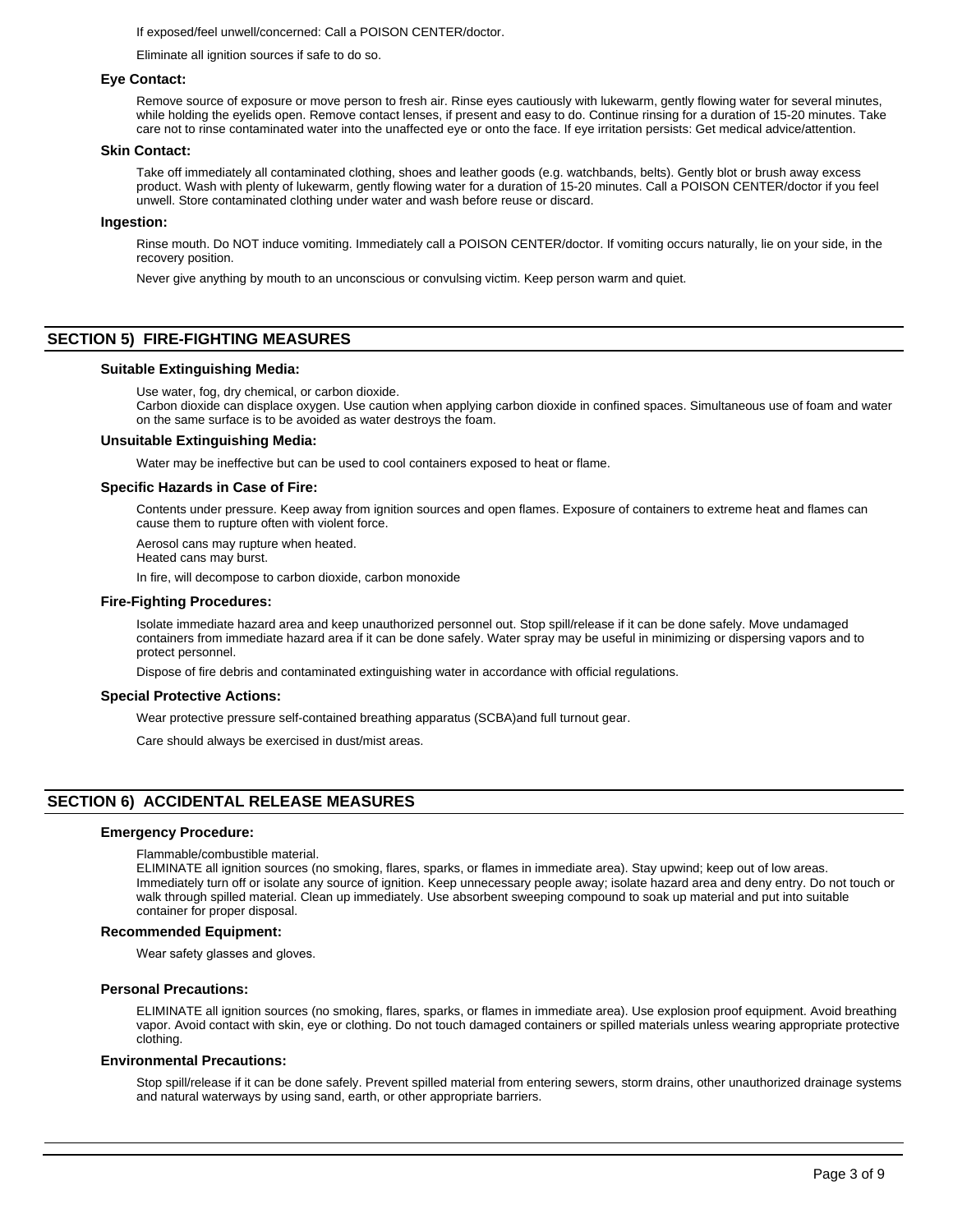If exposed/feel unwell/concerned: Call a POISON CENTER/doctor.

Eliminate all ignition sources if safe to do so.

### Eye Contact:

Remove source of exposure or move person to fresh air. Rinse eyes cautiously with lukewarm, gently flowing water for several minutes, while holding the eyelids open. Remove contact lenses, if present and easy to do. Continue rinsing for a duration of 15-20 minutes. Take care not to rinse contaminated water into the unaffected eye or onto the face. If eye irritation persists: Get medical advice/attention.

### Skin Contact:

Take off immediately all contaminated clothing, shoes and leather goods (e.g. watchbands, belts). Gently blot or brush away excess product. Wash with plenty of lukewarm, gently flowing water for a duration of 15-20 minutes. Call a POISON CENTER/doctor if you feel unwell. Store contaminated clothing under water and wash before reuse or discard.

### Ingestion:

Rinse mouth. Do NOT induce vomiting. Immediately call a POISON CENTER/doctor. If vomiting occurs naturally, lie on your side, in the recovery position.

Never give anything by mouth to an unconscious or convulsing victim. Keep person warm and quiet.

## SECTION 5) FIRE-FIGHTING MEASURES

### Suitable Extinguishing Media:

Use water, fog, dry chemical, or carbon dioxide.
Carbon dioxide can displace oxygen. Use caution when applying carbon dioxide in confined spaces. Simultaneous use of foam and water on the same surface is to be avoided as water destroys the foam.

### Unsuitable Extinguishing Media:

Water may be ineffective but can be used to cool containers exposed to heat or flame.

### Specific Hazards in Case of Fire:

Contents under pressure. Keep away from ignition sources and open flames. Exposure of containers to extreme heat and flames can cause them to rupture often with violent force.

Aerosol cans may rupture when heated.
Heated cans may burst.

In fire, will decompose to carbon dioxide, carbon monoxide

### Fire-Fighting Procedures:

Isolate immediate hazard area and keep unauthorized personnel out. Stop spill/release if it can be done safely. Move undamaged containers from immediate hazard area if it can be done safely. Water spray may be useful in minimizing or dispersing vapors and to protect personnel.

Dispose of fire debris and contaminated extinguishing water in accordance with official regulations.

### Special Protective Actions:

Wear protective pressure self-contained breathing apparatus (SCBA)and full turnout gear.

Care should always be exercised in dust/mist areas.

## SECTION 6) ACCIDENTAL RELEASE MEASURES

### Emergency Procedure:

Flammable/combustible material.
ELIMINATE all ignition sources (no smoking, flares, sparks, or flames in immediate area). Stay upwind; keep out of low areas. Immediately turn off or isolate any source of ignition. Keep unnecessary people away; isolate hazard area and deny entry. Do not touch or walk through spilled material. Clean up immediately. Use absorbent sweeping compound to soak up material and put into suitable container for proper disposal.

### Recommended Equipment:

Wear safety glasses and gloves.

### Personal Precautions:

ELIMINATE all ignition sources (no smoking, flares, sparks, or flames in immediate area). Use explosion proof equipment. Avoid breathing vapor. Avoid contact with skin, eye or clothing. Do not touch damaged containers or spilled materials unless wearing appropriate protective clothing.

### Environmental Precautions:

Stop spill/release if it can be done safely. Prevent spilled material from entering sewers, storm drains, other unauthorized drainage systems and natural waterways by using sand, earth, or other appropriate barriers.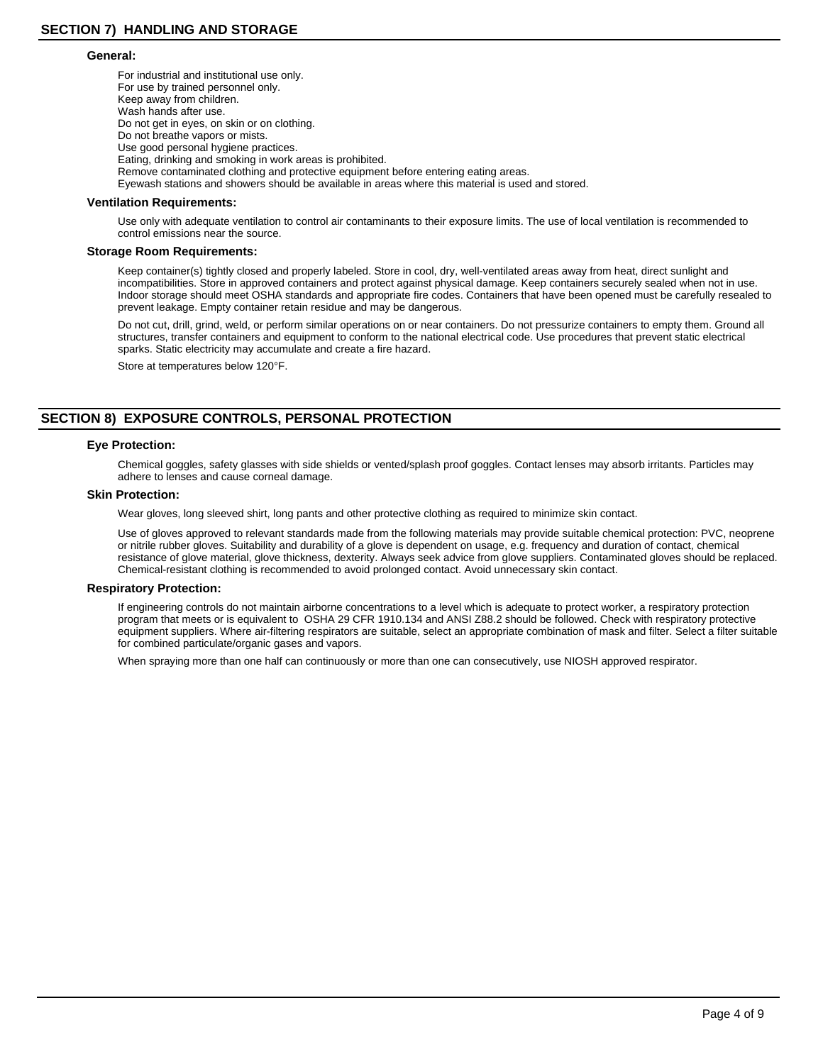## SECTION 7) HANDLING AND STORAGE

### General:

For industrial and institutional use only.
For use by trained personnel only.
Keep away from children.
Wash hands after use.
Do not get in eyes, on skin or on clothing.
Do not breathe vapors or mists.
Use good personal hygiene practices.
Eating, drinking and smoking in work areas is prohibited.
Remove contaminated clothing and protective equipment before entering eating areas.
Eyewash stations and showers should be available in areas where this material is used and stored.

### Ventilation Requirements:

Use only with adequate ventilation to control air contaminants to their exposure limits. The use of local ventilation is recommended to control emissions near the source.

### Storage Room Requirements:

Keep container(s) tightly closed and properly labeled. Store in cool, dry, well-ventilated areas away from heat, direct sunlight and incompatibilities. Store in approved containers and protect against physical damage. Keep containers securely sealed when not in use. Indoor storage should meet OSHA standards and appropriate fire codes. Containers that have been opened must be carefully resealed to prevent leakage. Empty container retain residue and may be dangerous.

Do not cut, drill, grind, weld, or perform similar operations on or near containers. Do not pressurize containers to empty them. Ground all structures, transfer containers and equipment to conform to the national electrical code. Use procedures that prevent static electrical sparks. Static electricity may accumulate and create a fire hazard.

Store at temperatures below 120°F.

## SECTION 8) EXPOSURE CONTROLS, PERSONAL PROTECTION

### Eye Protection:

Chemical goggles, safety glasses with side shields or vented/splash proof goggles. Contact lenses may absorb irritants. Particles may adhere to lenses and cause corneal damage.

### Skin Protection:

Wear gloves, long sleeved shirt, long pants and other protective clothing as required to minimize skin contact.

Use of gloves approved to relevant standards made from the following materials may provide suitable chemical protection: PVC, neoprene or nitrile rubber gloves. Suitability and durability of a glove is dependent on usage, e.g. frequency and duration of contact, chemical resistance of glove material, glove thickness, dexterity. Always seek advice from glove suppliers. Contaminated gloves should be replaced. Chemical-resistant clothing is recommended to avoid prolonged contact. Avoid unnecessary skin contact.

### Respiratory Protection:

If engineering controls do not maintain airborne concentrations to a level which is adequate to protect worker, a respiratory protection program that meets or is equivalent to OSHA 29 CFR 1910.134 and ANSI Z88.2 should be followed. Check with respiratory protective equipment suppliers. Where air-filtering respirators are suitable, select an appropriate combination of mask and filter. Select a filter suitable for combined particulate/organic gases and vapors.

When spraying more than one half can continuously or more than one can consecutively, use NIOSH approved respirator.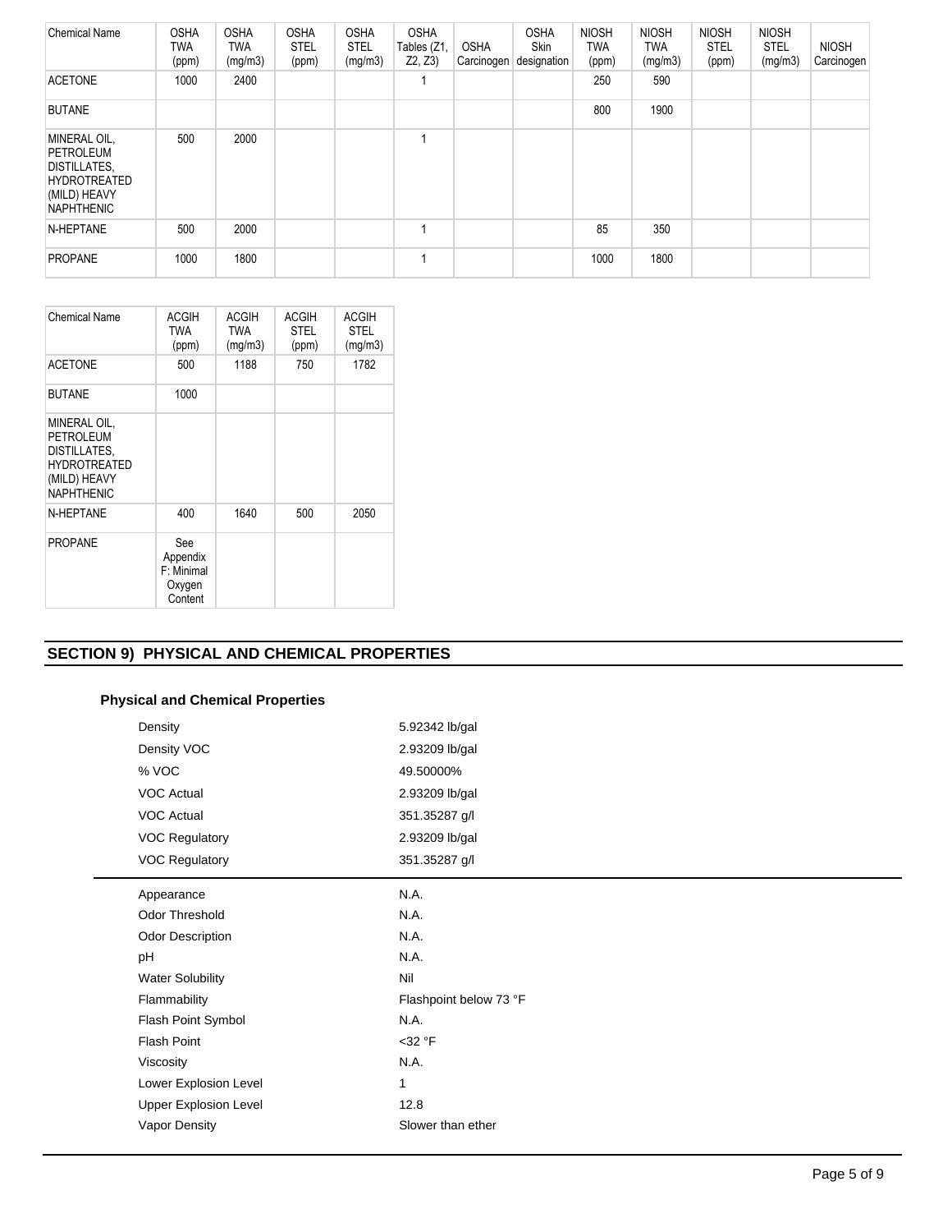| Chemical Name | OSHA TWA (ppm) | OSHA TWA (mg/m3) | OSHA STEL (ppm) | OSHA STEL (mg/m3) | OSHA Tables (Z1, Z2, Z3) | OSHA Carcinogen | OSHA Skin designation | NIOSH TWA (ppm) | NIOSH TWA (mg/m3) | NIOSH STEL (ppm) | NIOSH STEL (mg/m3) | NIOSH Carcinogen |
|---|---|---|---|---|---|---|---|---|---|---|---|---|
| ACETONE | 1000 | 2400 | | | 1 | | | 250 | 590 | | | |
| BUTANE | | | | | | | | 800 | 1900 | | | |
| MINERAL OIL, PETROLEUM DISTILLATES, HYDROTREATED (MILD) HEAVY NAPHTHENIC | 500 | 2000 | | | 1 | | | | | | | |
| N-HEPTANE | 500 | 2000 | | | 1 | | | 85 | 350 | | | |
| PROPANE | 1000 | 1800 | | | 1 | | | 1000 | 1800 | | | |

| Chemical Name | ACGIH TWA (ppm) | ACGIH TWA (mg/m3) | ACGIH STEL (ppm) | ACGIH STEL (mg/m3) |
|---|---|---|---|---|
| ACETONE | 500 | 1188 | 750 | 1782 |
| BUTANE | 1000 | | | |
| MINERAL OIL, PETROLEUM DISTILLATES, HYDROTREATED (MILD) HEAVY NAPHTHENIC | | | | |
| N-HEPTANE | 400 | 1640 | 500 | 2050 |
| PROPANE | See Appendix F: Minimal Oxygen Content | | | |

## SECTION 9) PHYSICAL AND CHEMICAL PROPERTIES

### Physical and Chemical Properties

| | |
|---|---|
| Density | 5.92342 lb/gal |
| Density VOC | 2.93209 lb/gal |
| % VOC | 49.50000% |
| VOC Actual | 2.93209 lb/gal |
| VOC Actual | 351.35287 g/l |
| VOC Regulatory | 2.93209 lb/gal |
| VOC Regulatory | 351.35287 g/l |

| | |
|---|---|
| Appearance | N.A. |
| Odor Threshold | N.A. |
| Odor Description | N.A. |
| pH | N.A. |
| Water Solubility | Nil |
| Flammability | Flashpoint below 73 °F |
| Flash Point Symbol | N.A. |
| Flash Point | <32 °F |
| Viscosity | N.A. |
| Lower Explosion Level | 1 |
| Upper Explosion Level | 12.8 |
| Vapor Density | Slower than ether |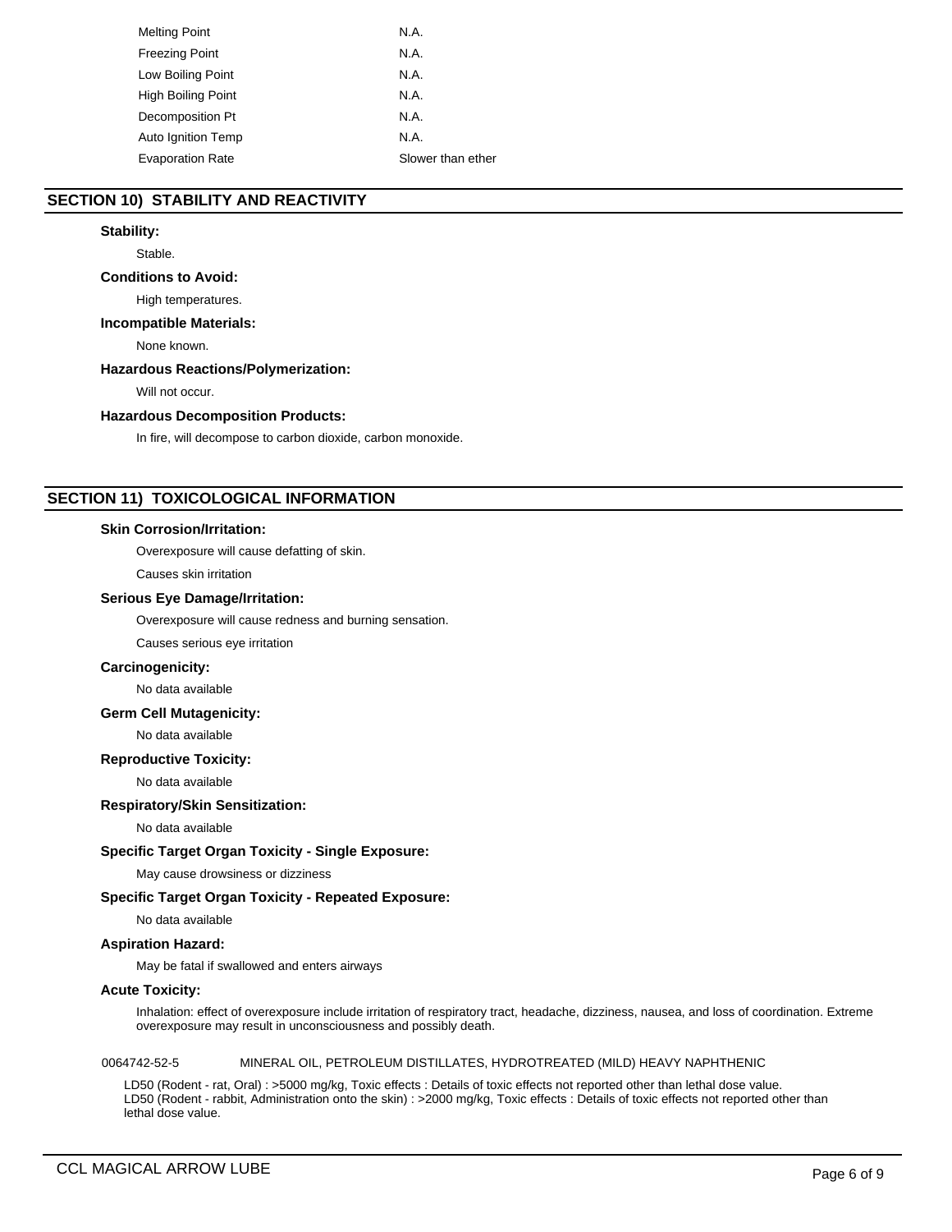| | |
|---|---|
| Melting Point | N.A. |
| Freezing Point | N.A. |
| Low Boiling Point | N.A. |
| High Boiling Point | N.A. |
| Decomposition Pt | N.A. |
| Auto Ignition Temp | N.A. |
| Evaporation Rate | Slower than ether |

## SECTION 10) STABILITY AND REACTIVITY

**Stability:**

Stable.

**Conditions to Avoid:**

High temperatures.

**Incompatible Materials:**

None known.

**Hazardous Reactions/Polymerization:**

Will not occur.

**Hazardous Decomposition Products:**

In fire, will decompose to carbon dioxide, carbon monoxide.

## SECTION 11) TOXICOLOGICAL INFORMATION

**Skin Corrosion/Irritation:**

Overexposure will cause defatting of skin.

Causes skin irritation

**Serious Eye Damage/Irritation:**

Overexposure will cause redness and burning sensation.

Causes serious eye irritation

**Carcinogenicity:**

No data available

**Germ Cell Mutagenicity:**

No data available

**Reproductive Toxicity:**

No data available

**Respiratory/Skin Sensitization:**

No data available

**Specific Target Organ Toxicity - Single Exposure:**

May cause drowsiness or dizziness

**Specific Target Organ Toxicity - Repeated Exposure:**

No data available

**Aspiration Hazard:**

May be fatal if swallowed and enters airways

**Acute Toxicity:**

Inhalation: effect of overexposure include irritation of respiratory tract, headache, dizziness, nausea, and loss of coordination. Extreme overexposure may result in unconsciousness and possibly death.

0064742-52-5 MINERAL OIL, PETROLEUM DISTILLATES, HYDROTREATED (MILD) HEAVY NAPHTHENIC

LD50 (Rodent - rat, Oral) : >5000 mg/kg, Toxic effects : Details of toxic effects not reported other than lethal dose value.
LD50 (Rodent - rabbit, Administration onto the skin) : >2000 mg/kg, Toxic effects : Details of toxic effects not reported other than lethal dose value.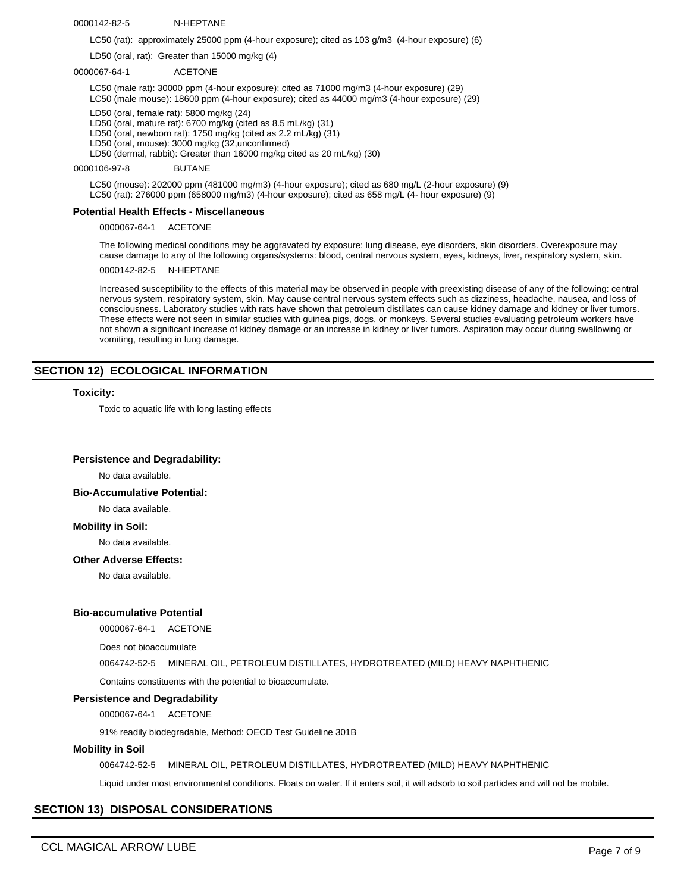0000142-82-5 N-HEPTANE

LC50 (rat): approximately 25000 ppm (4-hour exposure); cited as 103 g/m3 (4-hour exposure) (6)

LD50 (oral, rat): Greater than 15000 mg/kg (4)

0000067-64-1 ACETONE

LC50 (male rat): 30000 ppm (4-hour exposure); cited as 71000 mg/m3 (4-hour exposure) (29)
LC50 (male mouse): 18600 ppm (4-hour exposure); cited as 44000 mg/m3 (4-hour exposure) (29)

LD50 (oral, female rat): 5800 mg/kg (24)
LD50 (oral, mature rat): 6700 mg/kg (cited as 8.5 mL/kg) (31)
LD50 (oral, newborn rat): 1750 mg/kg (cited as 2.2 mL/kg) (31)
LD50 (oral, mouse): 3000 mg/kg (32,unconfirmed)
LD50 (dermal, rabbit): Greater than 16000 mg/kg cited as 20 mL/kg) (30)

0000106-97-8 BUTANE

LC50 (mouse): 202000 ppm (481000 mg/m3) (4-hour exposure); cited as 680 mg/L (2-hour exposure) (9)
LC50 (rat): 276000 ppm (658000 mg/m3) (4-hour exposure); cited as 658 mg/L (4- hour exposure) (9)

**Potential Health Effects - Miscellaneous**

0000067-64-1 ACETONE

The following medical conditions may be aggravated by exposure: lung disease, eye disorders, skin disorders. Overexposure may cause damage to any of the following organs/systems: blood, central nervous system, eyes, kidneys, liver, respiratory system, skin.

0000142-82-5 N-HEPTANE

Increased susceptibility to the effects of this material may be observed in people with preexisting disease of any of the following: central nervous system, respiratory system, skin. May cause central nervous system effects such as dizziness, headache, nausea, and loss of consciousness. Laboratory studies with rats have shown that petroleum distillates can cause kidney damage and kidney or liver tumors. These effects were not seen in similar studies with guinea pigs, dogs, or monkeys. Several studies evaluating petroleum workers have not shown a significant increase of kidney damage or an increase in kidney or liver tumors. Aspiration may occur during swallowing or vomiting, resulting in lung damage.

## SECTION 12) ECOLOGICAL INFORMATION

**Toxicity:**

Toxic to aquatic life with long lasting effects

**Persistence and Degradability:**

No data available.

**Bio-Accumulative Potential:**

No data available.

**Mobility in Soil:**

No data available.

**Other Adverse Effects:**

No data available.

**Bio-accumulative Potential**

0000067-64-1 ACETONE

Does not bioaccumulate

0064742-52-5 MINERAL OIL, PETROLEUM DISTILLATES, HYDROTREATED (MILD) HEAVY NAPHTHENIC

Contains constituents with the potential to bioaccumulate.

**Persistence and Degradability**

0000067-64-1 ACETONE

91% readily biodegradable, Method: OECD Test Guideline 301B

**Mobility in Soil**

0064742-52-5 MINERAL OIL, PETROLEUM DISTILLATES, HYDROTREATED (MILD) HEAVY NAPHTHENIC

Liquid under most environmental conditions. Floats on water. If it enters soil, it will adsorb to soil particles and will not be mobile.

## SECTION 13) DISPOSAL CONSIDERATIONS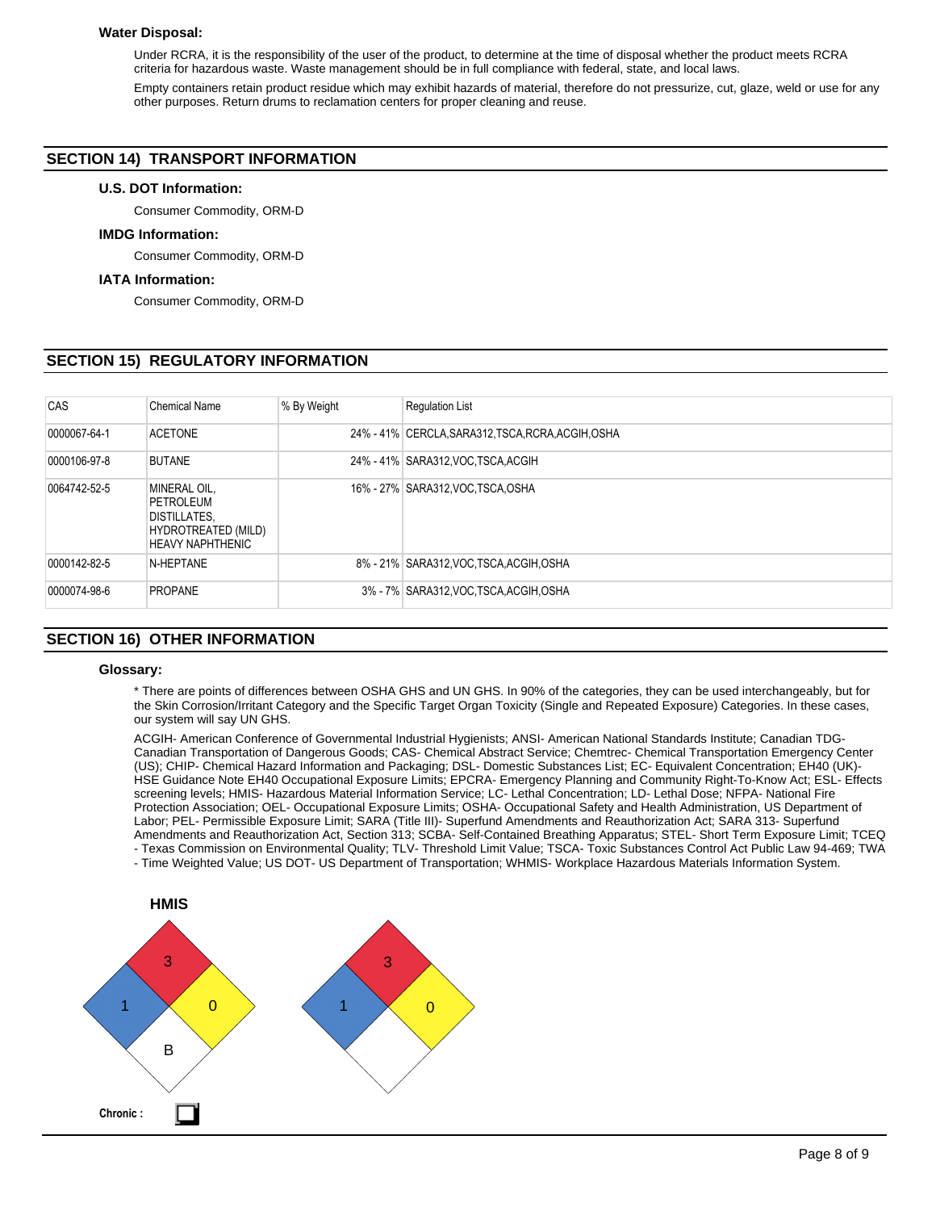**Water Disposal:**

Under RCRA, it is the responsibility of the user of the product, to determine at the time of disposal whether the product meets RCRA criteria for hazardous waste. Waste management should be in full compliance with federal, state, and local laws.

Empty containers retain product residue which may exhibit hazards of material, therefore do not pressurize, cut, glaze, weld or use for any other purposes. Return drums to reclamation centers for proper cleaning and reuse.

## SECTION 14) TRANSPORT INFORMATION

**U.S. DOT Information:**

Consumer Commodity, ORM-D

**IMDG Information:**

Consumer Commodity, ORM-D

**IATA Information:**

Consumer Commodity, ORM-D

## SECTION 15) REGULATORY INFORMATION

| CAS | Chemical Name | % By Weight | Regulation List |
|---|---|---|---|
| 0000067-64-1 | ACETONE | 24% - 41% | CERCLA,SARA312,TSCA,RCRA,ACGIH,OSHA |
| 0000106-97-8 | BUTANE | 24% - 41% | SARA312,VOC,TSCA,ACGIH |
| 0064742-52-5 | MINERAL OIL, PETROLEUM DISTILLATES, HYDROTREATED (MILD) HEAVY NAPHTHENIC | 16% - 27% | SARA312,VOC,TSCA,OSHA |
| 0000142-82-5 | N-HEPTANE | 8% - 21% | SARA312,VOC,TSCA,ACGIH,OSHA |
| 0000074-98-6 | PROPANE | 3% - 7% | SARA312,VOC,TSCA,ACGIH,OSHA |

## SECTION 16) OTHER INFORMATION

**Glossary:**

* There are points of differences between OSHA GHS and UN GHS. In 90% of the categories, they can be used interchangeably, but for the Skin Corrosion/Irritant Category and the Specific Target Organ Toxicity (Single and Repeated Exposure) Categories. In these cases, our system will say UN GHS.

ACGIH- American Conference of Governmental Industrial Hygienists; ANSI- American National Standards Institute; Canadian TDG- Canadian Transportation of Dangerous Goods; CAS- Chemical Abstract Service; Chemtrec- Chemical Transportation Emergency Center (US); CHIP- Chemical Hazard Information and Packaging; DSL- Domestic Substances List; EC- Equivalent Concentration; EH40 (UK)- HSE Guidance Note EH40 Occupational Exposure Limits; EPCRA- Emergency Planning and Community Right-To-Know Act; ESL- Effects screening levels; HMIS- Hazardous Material Information Service; LC- Lethal Concentration; LD- Lethal Dose; NFPA- National Fire Protection Association; OEL- Occupational Exposure Limits; OSHA- Occupational Safety and Health Administration, US Department of Labor; PEL- Permissible Exposure Limit; SARA (Title III)- Superfund Amendments and Reauthorization Act; SARA 313- Superfund Amendments and Reauthorization Act, Section 313; SCBA- Self-Contained Breathing Apparatus; STEL- Short Term Exposure Limit; TCEQ - Texas Commission on Environmental Quality; TLV- Threshold Limit Value; TSCA- Toxic Substances Control Act Public Law 94-469; TWA - Time Weighted Value; US DOT- US Department of Transportation; WHMIS- Workplace Hazardous Materials Information System.

**HMIS**

Health: 1, Flammability: 3, Reactivity: 0, Special: B

NFPA: Health: 1, Flammability: 3, Reactivity: 0

**Chronic :** ☐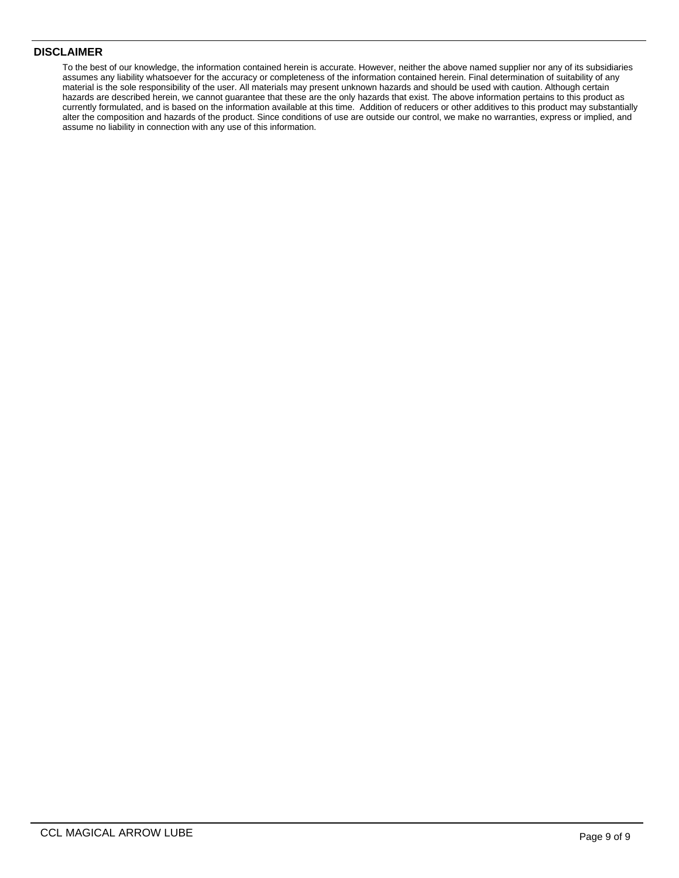## DISCLAIMER

To the best of our knowledge, the information contained herein is accurate. However, neither the above named supplier nor any of its subsidiaries assumes any liability whatsoever for the accuracy or completeness of the information contained herein. Final determination of suitability of any material is the sole responsibility of the user. All materials may present unknown hazards and should be used with caution. Although certain hazards are described herein, we cannot guarantee that these are the only hazards that exist. The above information pertains to this product as currently formulated, and is based on the information available at this time. Addition of reducers or other additives to this product may substantially alter the composition and hazards of the product. Since conditions of use are outside our control, we make no warranties, express or implied, and assume no liability in connection with any use of this information.